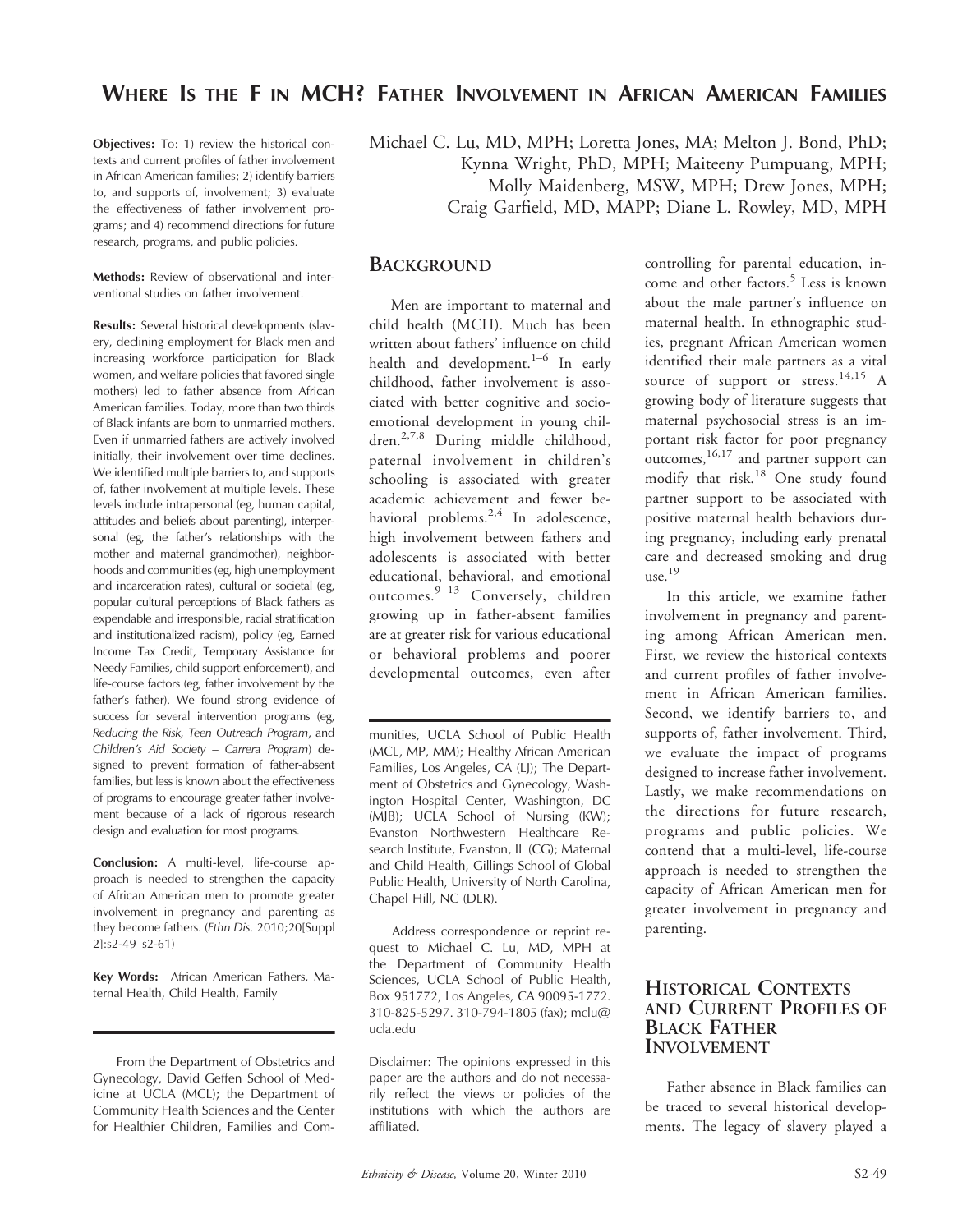# WHERE IS THE F IN MCH? FATHER INVOLVEMENT IN AFRICAN AMERICAN FAMILIES

Michael C. Lu, MD, MPH; Loretta Jones, MA; Melton J. Bond, PhD; Kynna Wright, PhD, MPH; Maiteeny Pumpuang, MPH; Molly Maidenberg, MSW, MPH; Drew Jones, MPH; Craig Garfield, MD, MAPP; Diane L. Rowley, MD, MPH

**Objectives:** To: 1) review the historical contexts and current profiles of father involvement in African American families; 2) identify barriers to, and supports of, involvement; 3) evaluate the effectiveness of father involvement programs; and 4) recommend directions for future research, programs, and public policies.

**Methods:** Review of observational and interventional studies on father involvement.

**Results:** Several historical developments (slavery, declining employment for Black men and increasing workforce participation for Black women, and welfare policies that favored single mothers) led to father absence from African American families. Today, more than two thirds of Black infants are born to unmarried mothers. Even if unmarried fathers are actively involved initially, their involvement over time declines. We identified multiple barriers to, and supports of, father involvement at multiple levels. These levels include intrapersonal (eg, human capital, attitudes and beliefs about parenting), interpersonal (eg, the father's relationships with the mother and maternal grandmother), neighborhoods and communities (eg, high unemployment and incarceration rates), cultural or societal (eg, popular cultural perceptions of Black fathers as expendable and irresponsible, racial stratification and institutionalized racism), policy (eg, Earned Income Tax Credit, Temporary Assistance for Needy Families, child support enforcement), and life-course factors (eg, father involvement by the father's father). We found strong evidence of success for several intervention programs (eg, *Reducing the Risk*, *Teen Outreach Program*, and *Children's Aid Society – Carrera Program*) designed to prevent formation of father-absent families, but less is known about the effectiveness of programs to encourage greater father involvement because of a lack of rigorous research design and evaluation for most programs.

**Conclusion:** A multi-level, life-course approach is needed to strengthen the capacity of African American men to promote greater involvement in pregnancy and parenting as they become fathers. (*Ethn Dis.* 2010;20[Suppl 2]:s2-49–s2-61)

**Key Words:** African American Fathers, Maternal Health, Child Health, Family

From the Department of Obstetrics and Gynecology, David Geffen School of Medicine at UCLA (MCL); the Department of Community Health Sciences and the Center for Healthier Children, Families and Communities, UCLA School of Public Health (MCL, MP, MM); Healthy African American Families, Los Angeles, CA (LJ); The Department of Obstetrics and Gynecology, Washington Hospital Center, Washington, DC (MJB); UCLA School of Nursing (KW); Evanston Northwestern Healthcare Research Institute, Evanston, IL (CG); Maternal and Child Health, Gillings School of Global Public Health, University of North Carolina, Chapel Hill, NC (DLR).

Address correspondence or reprint request to Michael C. Lu, MD, MPH at the Department of Community Health Sciences, UCLA School of Public Health, Box 951772, Los Angeles, CA 90095-1772. 310-825-5297. 310-794-1805 (fax); mclu@ucla.edu

Disclaimer: The opinions expressed in this paper are the authors and do not necessarily reflect the views or policies of the institutions with which the authors are affiliated.

## BACKGROUND

Men are important to maternal and child health (MCH). Much has been written about fathers' influence on child health and development.[1–6] In early childhood, father involvement is associated with better cognitive and socioemotional development in young children.[2,7,8] During middle childhood, paternal involvement in children's schooling is associated with greater academic achievement and fewer behavioral problems.[2,4] In adolescence, high involvement between fathers and adolescents is associated with better educational, behavioral, and emotional outcomes.[9–13] Conversely, children growing up in father-absent families are at greater risk for various educational or behavioral problems and poorer developmental outcomes, even after controlling for parental education, income and other factors.[5] Less is known about the male partner's influence on maternal health. In ethnographic studies, pregnant African American women identified their male partners as a vital source of support or stress.[14,15] A growing body of literature suggests that maternal psychosocial stress is an important risk factor for poor pregnancy outcomes,[16,17] and partner support can modify that risk.[18] One study found partner support to be associated with positive maternal health behaviors during pregnancy, including early prenatal care and decreased smoking and drug use.[19]

In this article, we examine father involvement in pregnancy and parenting among African American men. First, we review the historical contexts and current profiles of father involvement in African American families. Second, we identify barriers to, and supports of, father involvement. Third, we evaluate the impact of programs designed to increase father involvement. Lastly, we make recommendations on the directions for future research, programs and public policies. We contend that a multi-level, life-course approach is needed to strengthen the capacity of African American men for greater involvement in pregnancy and parenting.

## HISTORICAL CONTEXTS AND CURRENT PROFILES OF BLACK FATHER INVOLVEMENT

Father absence in Black families can be traced to several historical developments. The legacy of slavery played a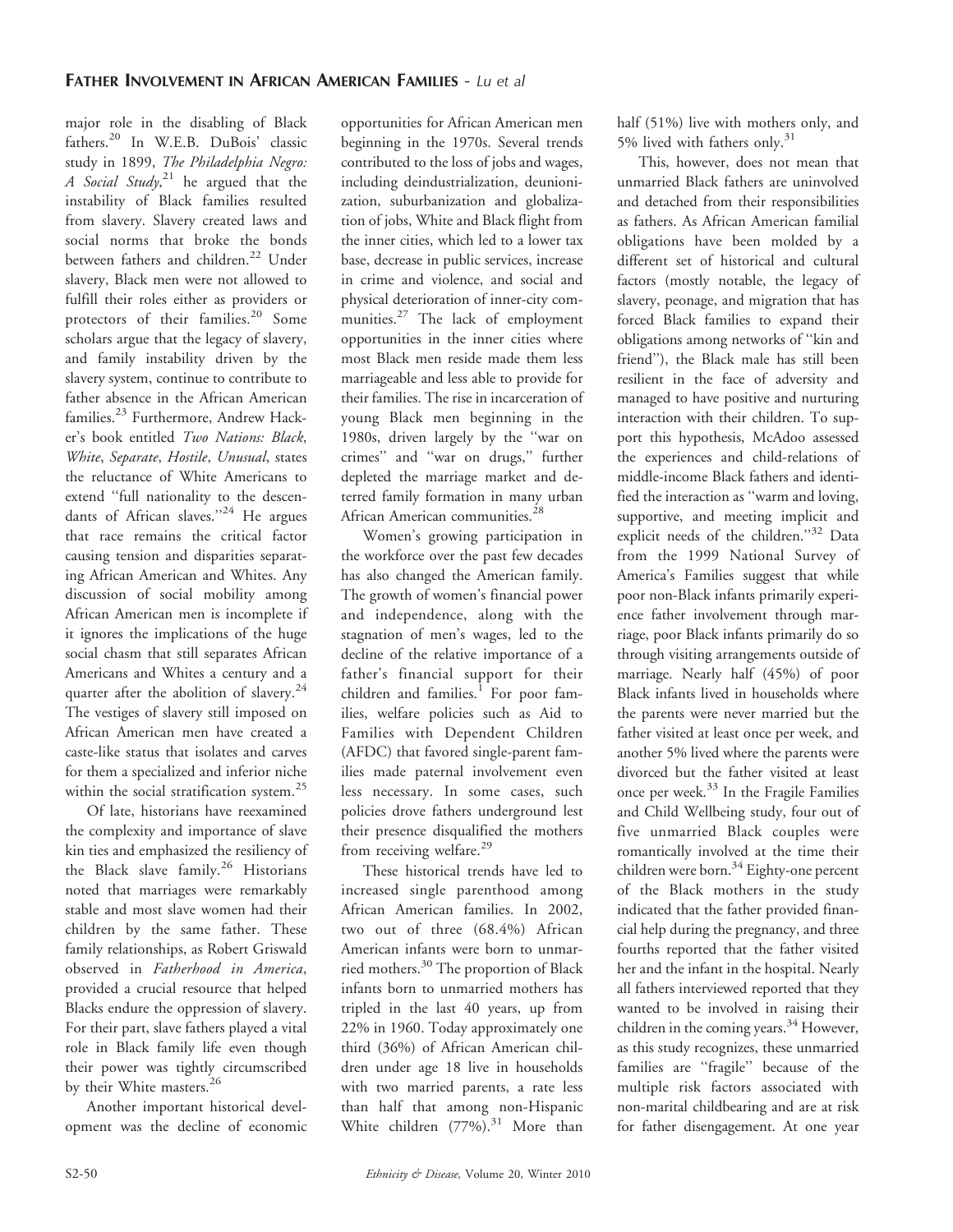major role in the disabling of Black fathers.[20] In W.E.B. DuBois' classic study in 1899, *The Philadelphia Negro: A Social Study*,[21] he argued that the instability of Black families resulted from slavery. Slavery created laws and social norms that broke the bonds between fathers and children.[22] Under slavery, Black men were not allowed to fulfill their roles either as providers or protectors of their families.[20] Some scholars argue that the legacy of slavery, and family instability driven by the slavery system, continue to contribute to father absence in the African American families.[23] Furthermore, Andrew Hacker's book entitled *Two Nations: Black, White, Separate, Hostile, Unusual*, states the reluctance of White Americans to extend "full nationality to the descendants of African slaves."[24] He argues that race remains the critical factor causing tension and disparities separating African American and Whites. Any discussion of social mobility among African American men is incomplete if it ignores the implications of the huge social chasm that still separates African Americans and Whites a century and a quarter after the abolition of slavery.[24] The vestiges of slavery still imposed on African American men have created a caste-like status that isolates and carves for them a specialized and inferior niche within the social stratification system.[25]

Of late, historians have reexamined the complexity and importance of slave kin ties and emphasized the resiliency of the Black slave family.[26] Historians noted that marriages were remarkably stable and most slave women had their children by the same father. These family relationships, as Robert Griswald observed in *Fatherhood in America*, provided a crucial resource that helped Blacks endure the oppression of slavery. For their part, slave fathers played a vital role in Black family life even though their power was tightly circumscribed by their White masters.[26]

Another important historical development was the decline of economic opportunities for African American men beginning in the 1970s. Several trends contributed to the loss of jobs and wages, including deindustrialization, deunionization, suburbanization and globalization of jobs, White and Black flight from the inner cities, which led to a lower tax base, decrease in public services, increase in crime and violence, and social and physical deterioration of inner-city communities.[27] The lack of employment opportunities in the inner cities where most Black men reside made them less marriageable and less able to provide for their families. The rise in incarceration of young Black men beginning in the 1980s, driven largely by the "war on crimes" and "war on drugs," further depleted the marriage market and deterred family formation in many urban African American communities.[28]

Women's growing participation in the workforce over the past few decades has also changed the American family. The growth of women's financial power and independence, along with the stagnation of men's wages, led to the decline of the relative importance of a father's financial support for their children and families.[1] For poor families, welfare policies such as Aid to Families with Dependent Children (AFDC) that favored single-parent families made paternal involvement even less necessary. In some cases, such policies drove fathers underground lest their presence disqualified the mothers from receiving welfare.[29]

These historical trends have led to increased single parenthood among African American families. In 2002, two out of three (68.4%) African American infants were born to unmarried mothers.[30] The proportion of Black infants born to unmarried mothers has tripled in the last 40 years, up from 22% in 1960. Today approximately one third (36%) of African American children under age 18 live in households with two married parents, a rate less than half that among non-Hispanic White children (77%).[31] More than half (51%) live with mothers only, and 5% lived with fathers only.[31]

This, however, does not mean that unmarried Black fathers are uninvolved and detached from their responsibilities as fathers. As African American familial obligations have been molded by a different set of historical and cultural factors (mostly notable, the legacy of slavery, peonage, and migration that has forced Black families to expand their obligations among networks of "kin and friend"), the Black male has still been resilient in the face of adversity and managed to have positive and nurturing interaction with their children. To support this hypothesis, McAdoo assessed the experiences and child-relations of middle-income Black fathers and identified the interaction as "warm and loving, supportive, and meeting implicit and explicit needs of the children."[32] Data from the 1999 National Survey of America's Families suggest that while poor non-Black infants primarily experience father involvement through marriage, poor Black infants primarily do so through visiting arrangements outside of marriage. Nearly half (45%) of poor Black infants lived in households where the parents were never married but the father visited at least once per week, and another 5% lived where the parents were divorced but the father visited at least once per week.[33] In the Fragile Families and Child Wellbeing study, four out of five unmarried Black couples were romantically involved at the time their children were born.[34] Eighty-one percent of the Black mothers in the study indicated that the father provided financial help during the pregnancy, and three fourths reported that the father visited her and the infant in the hospital. Nearly all fathers interviewed reported that they wanted to be involved in raising their children in the coming years.[34] However, as this study recognizes, these unmarried families are "fragile" because of the multiple risk factors associated with non-marital childbearing and are at risk for father disengagement. At one year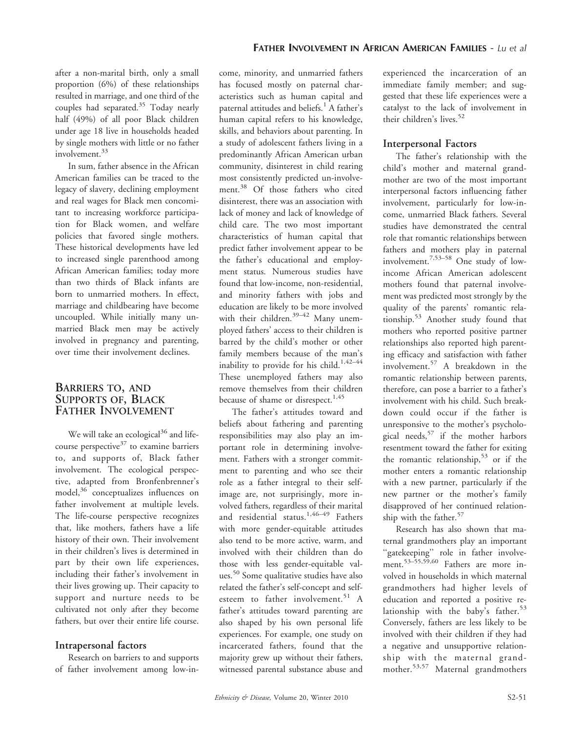after a non-marital birth, only a small proportion (6%) of these relationships resulted in marriage, and one third of the couples had separated.[35] Today nearly half (49%) of all poor Black children under age 18 live in households headed by single mothers with little or no father involvement.[33]

In sum, father absence in the African American families can be traced to the legacy of slavery, declining employment and real wages for Black men concomitant to increasing workforce participation for Black women, and welfare policies that favored single mothers. These historical developments have led to increased single parenthood among African American families; today more than two thirds of Black infants are born to unmarried mothers. In effect, marriage and childbearing have become uncoupled. While initially many unmarried Black men may be actively involved in pregnancy and parenting, over time their involvement declines.

## Barriers to, and Supports of, Black Father Involvement

We will take an ecological[36] and life-course perspective[37] to examine barriers to, and supports of, Black father involvement. The ecological perspective, adapted from Bronfenbrenner's model,[36] conceptualizes influences on father involvement at multiple levels. The life-course perspective recognizes that, like mothers, fathers have a life history of their own. Their involvement in their children's lives is determined in part by their own life experiences, including their father's involvement in their lives growing up. Their capacity to support and nurture needs to be cultivated not only after they become fathers, but over their entire life course.

### Intrapersonal factors

Research on barriers to and supports of father involvement among low-income, minority, and unmarried fathers has focused mostly on paternal characteristics such as human capital and paternal attitudes and beliefs.[1] A father's human capital refers to his knowledge, skills, and behaviors about parenting. In a study of adolescent fathers living in a predominantly African American urban community, disinterest in child rearing most consistently predicted un-involvement.[38] Of those fathers who cited disinterest, there was an association with lack of money and lack of knowledge of child care. The two most important characteristics of human capital that predict father involvement appear to be the father's educational and employment status. Numerous studies have found that low-income, non-residential, and minority fathers with jobs and education are likely to be more involved with their children.[39–42] Many unemployed fathers' access to their children is barred by the child's mother or other family members because of the man's inability to provide for his child.[1,42–44] These unemployed fathers may also remove themselves from their children because of shame or disrespect.[1,45]

The father's attitudes toward and beliefs about fathering and parenting responsibilities may also play an important role in determining involvement. Fathers with a stronger commitment to parenting and who see their role as a father integral to their self-image are, not surprisingly, more involved fathers, regardless of their marital and residential status.[1,46–49] Fathers with more gender-equitable attitudes also tend to be more active, warm, and involved with their children than do those with less gender-equitable values.[50] Some qualitative studies have also related the father's self-concept and self-esteem to father involvement.[51] A father's attitudes toward parenting are also shaped by his own personal life experiences. For example, one study on incarcerated fathers, found that the majority grew up without their fathers, witnessed parental substance abuse and experienced the incarceration of an immediate family member; and suggested that these life experiences were a catalyst to the lack of involvement in their children's lives.[52]

### Interpersonal Factors

The father's relationship with the child's mother and maternal grandmother are two of the most important interpersonal factors influencing father involvement, particularly for low-income, unmarried Black fathers. Several studies have demonstrated the central role that romantic relationships between fathers and mothers play in paternal involvement.[7,53–58] One study of low-income African American adolescent mothers found that paternal involvement was predicted most strongly by the quality of the parents' romantic relationship.[53] Another study found that mothers who reported positive partner relationships also reported high parenting efficacy and satisfaction with father involvement.[57] A breakdown in the romantic relationship between parents, therefore, can pose a barrier to a father's involvement with his child. Such breakdown could occur if the father is unresponsive to the mother's psychological needs,[57] if the mother harbors resentment toward the father for exiting the romantic relationship,[53] or if the mother enters a romantic relationship with a new partner, particularly if the new partner or the mother's family disapproved of her continued relationship with the father.[57]

Research has also shown that maternal grandmothers play an important "gatekeeping" role in father involvement.[53–55,59,60] Fathers are more involved in households in which maternal grandmothers had higher levels of education and reported a positive relationship with the baby's father.[53] Conversely, fathers are less likely to be involved with their children if they had a negative and unsupportive relationship with the maternal grandmother.[53,57] Maternal grandmothers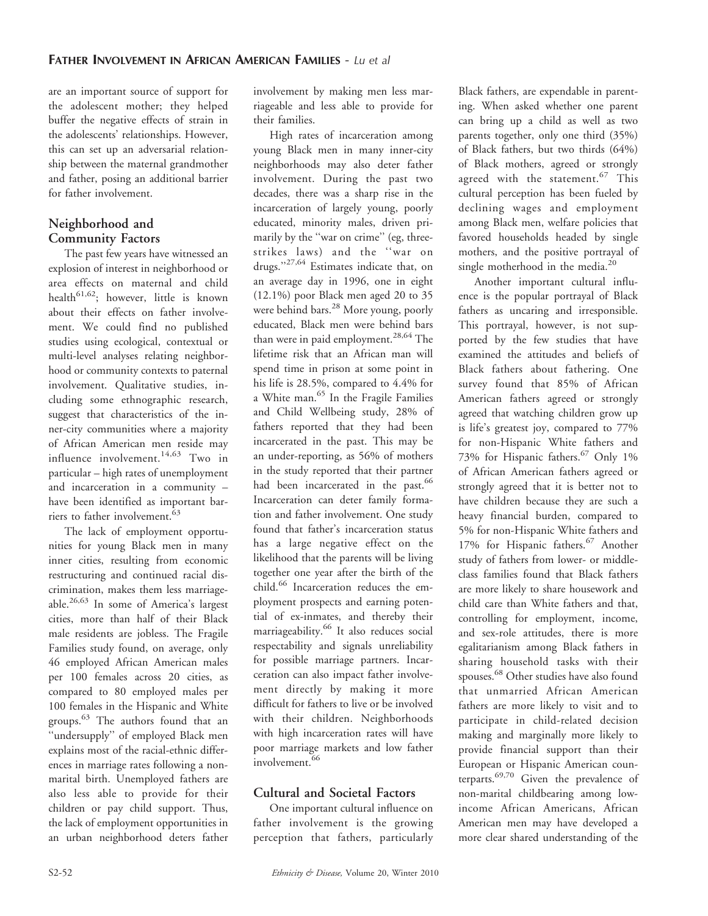are an important source of support for the adolescent mother; they helped buffer the negative effects of strain in the adolescents' relationships. However, this can set up an adversarial relationship between the maternal grandmother and father, posing an additional barrier for father involvement.

## Neighborhood and Community Factors

The past few years have witnessed an explosion of interest in neighborhood or area effects on maternal and child health[61,62]; however, little is known about their effects on father involvement. We could find no published studies using ecological, contextual or multi-level analyses relating neighborhood or community contexts to paternal involvement. Qualitative studies, including some ethnographic research, suggest that characteristics of the inner-city communities where a majority of African American men reside may influence involvement.[14,63] Two in particular – high rates of unemployment and incarceration in a community – have been identified as important barriers to father involvement.[63]

The lack of employment opportunities for young Black men in many inner cities, resulting from economic restructuring and continued racial discrimination, makes them less marriageable.[26,63] In some of America's largest cities, more than half of their Black male residents are jobless. The Fragile Families study found, on average, only 46 employed African American males per 100 females across 20 cities, as compared to 80 employed males per 100 females in the Hispanic and White groups.[63] The authors found that an "undersupply" of employed Black men explains most of the racial-ethnic differences in marriage rates following a non-marital birth. Unemployed fathers are also less able to provide for their children or pay child support. Thus, the lack of employment opportunities in an urban neighborhood deters father involvement by making men less marriageable and less able to provide for their families.

High rates of incarceration among young Black men in many inner-city neighborhoods may also deter father involvement. During the past two decades, there was a sharp rise in the incarceration of largely young, poorly educated, minority males, driven primarily by the "war on crime" (eg, three-strikes laws) and the "war on drugs."[27,64] Estimates indicate that, on an average day in 1996, one in eight (12.1%) poor Black men aged 20 to 35 were behind bars.[28] More young, poorly educated, Black men were behind bars than were in paid employment.[28,64] The lifetime risk that an African man will spend time in prison at some point in his life is 28.5%, compared to 4.4% for a White man.[65] In the Fragile Families and Child Wellbeing study, 28% of fathers reported that they had been incarcerated in the past. This may be an under-reporting, as 56% of mothers in the study reported that their partner had been incarcerated in the past.[66] Incarceration can deter family formation and father involvement. One study found that father's incarceration status has a large negative effect on the likelihood that the parents will be living together one year after the birth of the child.[66] Incarceration reduces the employment prospects and earning potential of ex-inmates, and thereby their marriageability.[66] It also reduces social respectability and signals unreliability for possible marriage partners. Incarceration can also impact father involvement directly by making it more difficult for fathers to live or be involved with their children. Neighborhoods with high incarceration rates will have poor marriage markets and low father involvement.[66]

## Cultural and Societal Factors

One important cultural influence on father involvement is the growing perception that fathers, particularly Black fathers, are expendable in parenting. When asked whether one parent can bring up a child as well as two parents together, only one third (35%) of Black fathers, but two thirds (64%) of Black mothers, agreed or strongly agreed with the statement.[67] This cultural perception has been fueled by declining wages and employment among Black men, welfare policies that favored households headed by single mothers, and the positive portrayal of single motherhood in the media.[20]

Another important cultural influence is the popular portrayal of Black fathers as uncaring and irresponsible. This portrayal, however, is not supported by the few studies that have examined the attitudes and beliefs of Black fathers about fathering. One survey found that 85% of African American fathers agreed or strongly agreed that watching children grow up is life's greatest joy, compared to 77% for non-Hispanic White fathers and 73% for Hispanic fathers.[67] Only 1% of African American fathers agreed or strongly agreed that it is better not to have children because they are such a heavy financial burden, compared to 5% for non-Hispanic White fathers and 17% for Hispanic fathers.[67] Another study of fathers from lower- or middle-class families found that Black fathers are more likely to share housework and child care than White fathers and that, controlling for employment, income, and sex-role attitudes, there is more egalitarianism among Black fathers in sharing household tasks with their spouses.[68] Other studies have also found that unmarried African American fathers are more likely to visit and to participate in child-related decision making and marginally more likely to provide financial support than their European or Hispanic American counterparts.[69,70] Given the prevalence of non-marital childbearing among low-income African Americans, African American men may have developed a more clear shared understanding of the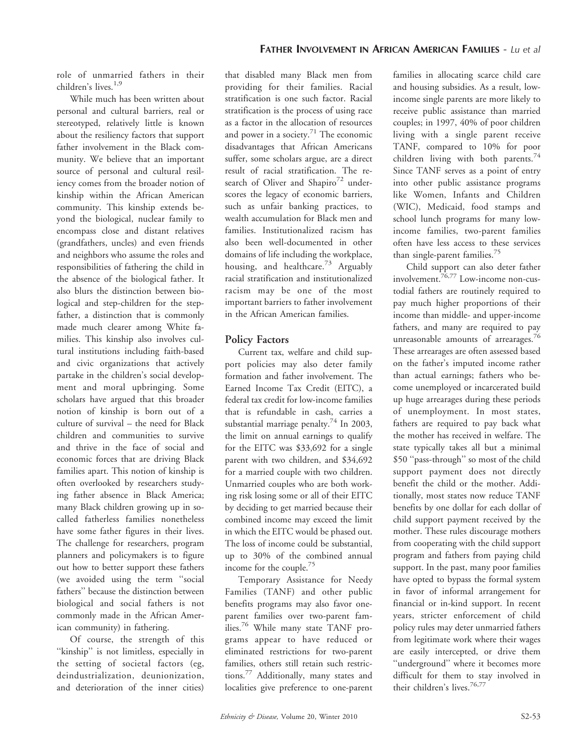role of unmarried fathers in their children's lives.[1,9]

While much has been written about personal and cultural barriers, real or stereotyped, relatively little is known about the resiliency factors that support father involvement in the Black community. We believe that an important source of personal and cultural resiliency comes from the broader notion of kinship within the African American community. This kinship extends beyond the biological, nuclear family to encompass close and distant relatives (grandfathers, uncles) and even friends and neighbors who assume the roles and responsibilities of fathering the child in the absence of the biological father. It also blurs the distinction between biological and step-children for the stepfather, a distinction that is commonly made much clearer among White families. This kinship also involves cultural institutions including faith-based and civic organizations that actively partake in the children's social development and moral upbringing. Some scholars have argued that this broader notion of kinship is born out of a culture of survival – the need for Black children and communities to survive and thrive in the face of social and economic forces that are driving Black families apart. This notion of kinship is often overlooked by researchers studying father absence in Black America; many Black children growing up in so-called fatherless families nonetheless have some father figures in their lives. The challenge for researchers, program planners and policymakers is to figure out how to better support these fathers (we avoided using the term "social fathers" because the distinction between biological and social fathers is not commonly made in the African American community) in fathering.

Of course, the strength of this "kinship" is not limitless, especially in the setting of societal factors (eg, deindustrialization, deunionization, and deterioration of the inner cities) that disabled many Black men from providing for their families. Racial stratification is one such factor. Racial stratification is the process of using race as a factor in the allocation of resources and power in a society.[71] The economic disadvantages that African Americans suffer, some scholars argue, are a direct result of racial stratification. The research of Oliver and Shapiro[72] underscores the legacy of economic barriers, such as unfair banking practices, to wealth accumulation for Black men and families. Institutionalized racism has also been well-documented in other domains of life including the workplace, housing, and healthcare.[73] Arguably racial stratification and institutionalized racism may be one of the most important barriers to father involvement in the African American families.

## Policy Factors

Current tax, welfare and child support policies may also deter family formation and father involvement. The Earned Income Tax Credit (EITC), a federal tax credit for low-income families that is refundable in cash, carries a substantial marriage penalty.[74] In 2003, the limit on annual earnings to qualify for the EITC was $33,692 for a single parent with two children, and $34,692 for a married couple with two children. Unmarried couples who are both working risk losing some or all of their EITC by deciding to get married because their combined income may exceed the limit in which the EITC would be phased out. The loss of income could be substantial, up to 30% of the combined annual income for the couple.[75]

Temporary Assistance for Needy Families (TANF) and other public benefits programs may also favor one-parent families over two-parent families.[76] While many state TANF programs appear to have reduced or eliminated restrictions for two-parent families, others still retain such restrictions.[77] Additionally, many states and localities give preference to one-parent families in allocating scarce child care and housing subsidies. As a result, low-income single parents are more likely to receive public assistance than married couples; in 1997, 40% of poor children living with a single parent receive TANF, compared to 10% for poor children living with both parents.[74] Since TANF serves as a point of entry into other public assistance programs like Women, Infants and Children (WIC), Medicaid, food stamps and school lunch programs for many low-income families, two-parent families often have less access to these services than single-parent families.[75]

Child support can also deter father involvement.[76,77] Low-income non-custodial fathers are routinely required to pay much higher proportions of their income than middle- and upper-income fathers, and many are required to pay unreasonable amounts of arrearages.[76] These arrearages are often assessed based on the father's imputed income rather than actual earnings; fathers who become unemployed or incarcerated build up huge arrearages during these periods of unemployment. In most states, fathers are required to pay back what the mother has received in welfare. The state typically takes all but a minimal $50 "pass-through" so most of the child support payment does not directly benefit the child or the mother. Additionally, most states now reduce TANF benefits by one dollar for each dollar of child support payment received by the mother. These rules discourage mothers from cooperating with the child support program and fathers from paying child support. In the past, many poor families have opted to bypass the formal system in favor of informal arrangement for financial or in-kind support. In recent years, stricter enforcement of child policy rules may deter unmarried fathers from legitimate work where their wages are easily intercepted, or drive them "underground" where it becomes more difficult for them to stay involved in their children's lives.[76,77]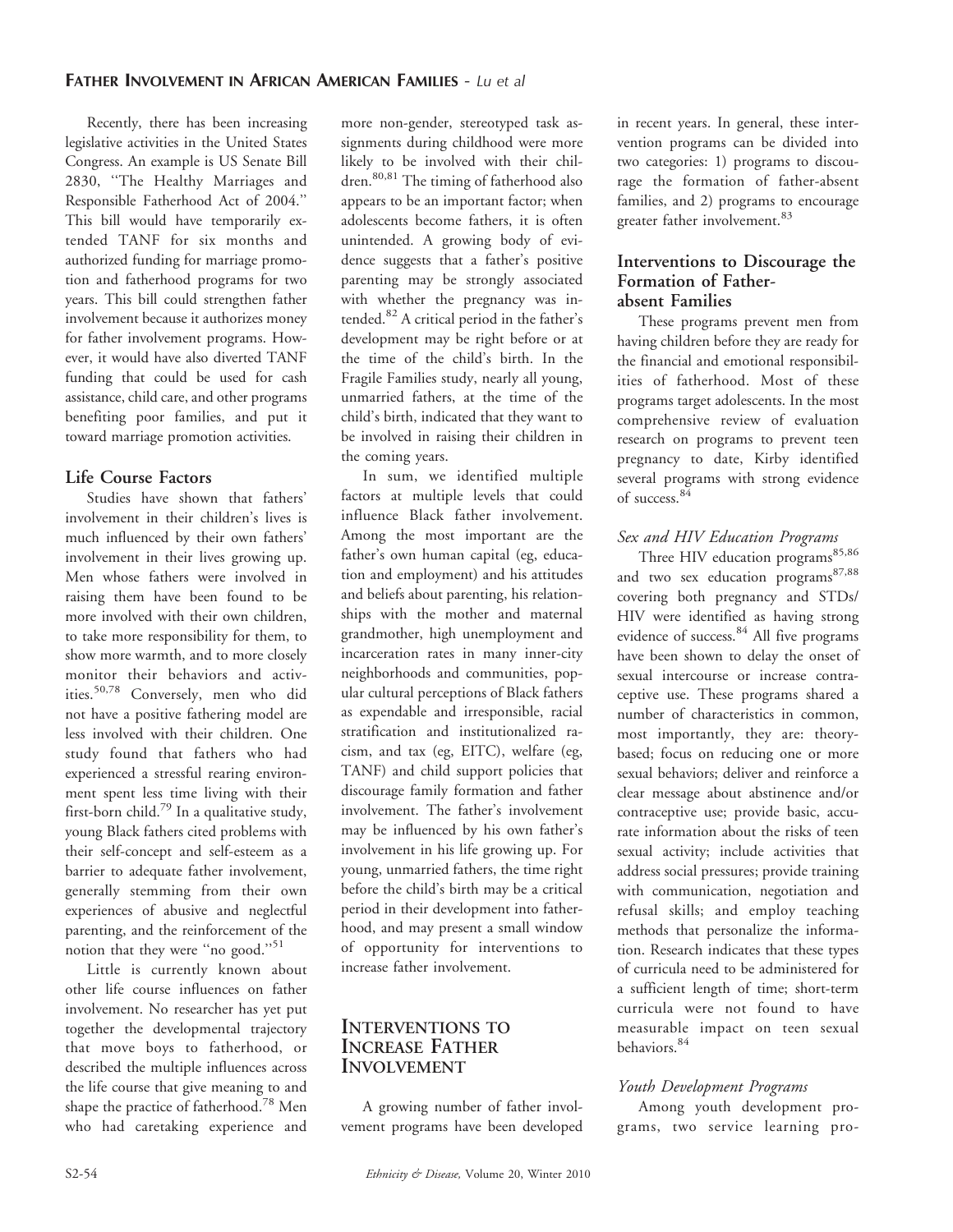Recently, there has been increasing legislative activities in the United States Congress. An example is US Senate Bill 2830, "The Healthy Marriages and Responsible Fatherhood Act of 2004." This bill would have temporarily extended TANF for six months and authorized funding for marriage promotion and fatherhood programs for two years. This bill could strengthen father involvement because it authorizes money for father involvement programs. However, it would have also diverted TANF funding that could be used for cash assistance, child care, and other programs benefiting poor families, and put it toward marriage promotion activities.

### Life Course Factors

Studies have shown that fathers' involvement in their children's lives is much influenced by their own fathers' involvement in their lives growing up. Men whose fathers were involved in raising them have been found to be more involved with their own children, to take more responsibility for them, to show more warmth, and to more closely monitor their behaviors and activities.[50,78] Conversely, men who did not have a positive fathering model are less involved with their children. One study found that fathers who had experienced a stressful rearing environment spent less time living with their first-born child.[79] In a qualitative study, young Black fathers cited problems with their self-concept and self-esteem as a barrier to adequate father involvement, generally stemming from their own experiences of abusive and neglectful parenting, and the reinforcement of the notion that they were "no good."[51]

Little is currently known about other life course influences on father involvement. No researcher has yet put together the developmental trajectory that move boys to fatherhood, or described the multiple influences across the life course that give meaning to and shape the practice of fatherhood.[78] Men who had caretaking experience and more non-gender, stereotyped task assignments during childhood were more likely to be involved with their children.[80,81] The timing of fatherhood also appears to be an important factor; when adolescents become fathers, it is often unintended. A growing body of evidence suggests that a father's positive parenting may be strongly associated with whether the pregnancy was intended.[82] A critical period in the father's development may be right before or at the time of the child's birth. In the Fragile Families study, nearly all young, unmarried fathers, at the time of the child's birth, indicated that they want to be involved in raising their children in the coming years.

In sum, we identified multiple factors at multiple levels that could influence Black father involvement. Among the most important are the father's own human capital (eg, education and employment) and his attitudes and beliefs about parenting, his relationships with the mother and maternal grandmother, high unemployment and incarceration rates in many inner-city neighborhoods and communities, popular cultural perceptions of Black fathers as expendable and irresponsible, racial stratification and institutionalized racism, and tax (eg, EITC), welfare (eg, TANF) and child support policies that discourage family formation and father involvement. The father's involvement may be influenced by his own father's involvement in his life growing up. For young, unmarried fathers, the time right before the child's birth may be a critical period in their development into fatherhood, and may present a small window of opportunity for interventions to increase father involvement.

## Interventions to Increase Father Involvement

A growing number of father involvement programs have been developed in recent years. In general, these intervention programs can be divided into two categories: 1) programs to discourage the formation of father-absent families, and 2) programs to encourage greater father involvement.[83]

### Interventions to Discourage the Formation of Father-absent Families

These programs prevent men from having children before they are ready for the financial and emotional responsibilities of fatherhood. Most of these programs target adolescents. In the most comprehensive review of evaluation research on programs to prevent teen pregnancy to date, Kirby identified several programs with strong evidence of success.[84]

#### *Sex and HIV Education Programs*

Three HIV education programs[85,86] and two sex education programs[87,88] covering both pregnancy and STDs/HIV were identified as having strong evidence of success.[84] All five programs have been shown to delay the onset of sexual intercourse or increase contraceptive use. These programs shared a number of characteristics in common, most importantly, they are: theory-based; focus on reducing one or more sexual behaviors; deliver and reinforce a clear message about abstinence and/or contraceptive use; provide basic, accurate information about the risks of teen sexual activity; include activities that address social pressures; provide training with communication, negotiation and refusal skills; and employ teaching methods that personalize the information. Research indicates that these types of curricula need to be administered for a sufficient length of time; short-term curricula were not found to have measurable impact on teen sexual behaviors.[84]

#### *Youth Development Programs*

Among youth development programs, two service learning pro-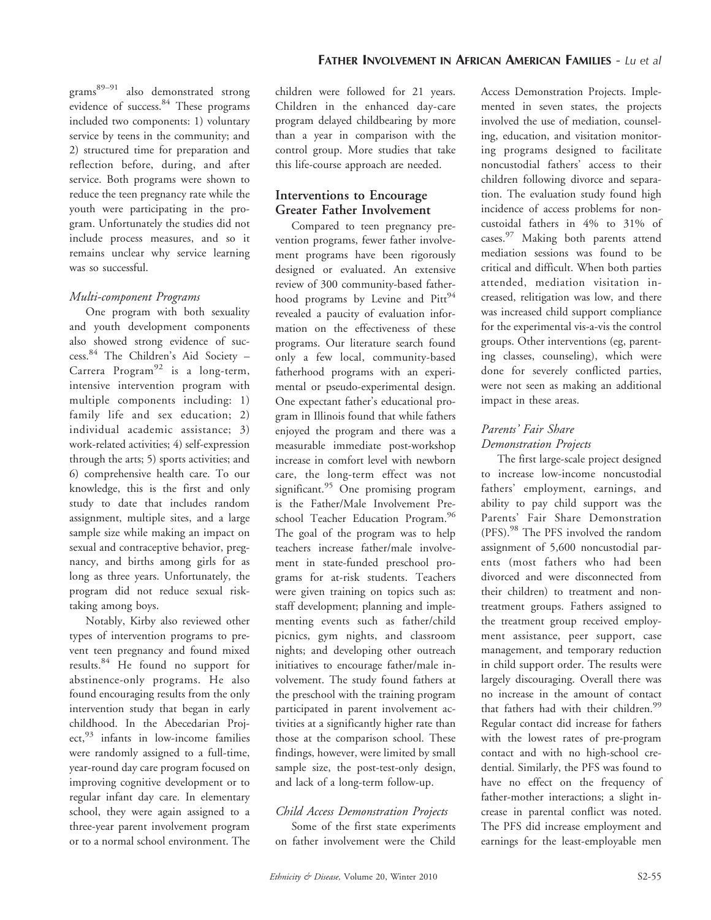grams[89–91] also demonstrated strong evidence of success.[84] These programs included two components: 1) voluntary service by teens in the community; and 2) structured time for preparation and reflection before, during, and after service. Both programs were shown to reduce the teen pregnancy rate while the youth were participating in the program. Unfortunately the studies did not include process measures, and so it remains unclear why service learning was so successful.

### *Multi-component Programs*

One program with both sexuality and youth development components also showed strong evidence of success.[84] The Children's Aid Society – Carrera Program[92] is a long-term, intensive intervention program with multiple components including: 1) family life and sex education; 2) individual academic assistance; 3) work-related activities; 4) self-expression through the arts; 5) sports activities; and 6) comprehensive health care. To our knowledge, this is the first and only study to date that includes random assignment, multiple sites, and a large sample size while making an impact on sexual and contraceptive behavior, pregnancy, and births among girls for as long as three years. Unfortunately, the program did not reduce sexual risk-taking among boys.

Notably, Kirby also reviewed other types of intervention programs to prevent teen pregnancy and found mixed results.[84] He found no support for abstinence-only programs. He also found encouraging results from the only intervention study that began in early childhood. In the Abecedarian Project,[93] infants in low-income families were randomly assigned to a full-time, year-round day care program focused on improving cognitive development or to regular infant day care. In elementary school, they were again assigned to a three-year parent involvement program or to a normal school environment. The children were followed for 21 years. Children in the enhanced day-care program delayed childbearing by more than a year in comparison with the control group. More studies that take this life-course approach are needed.

## Interventions to Encourage Greater Father Involvement

Compared to teen pregnancy prevention programs, fewer father involvement programs have been rigorously designed or evaluated. An extensive review of 300 community-based fatherhood programs by Levine and Pitt[94] revealed a paucity of evaluation information on the effectiveness of these programs. Our literature search found only a few local, community-based fatherhood programs with an experimental or pseudo-experimental design. One expectant father's educational program in Illinois found that while fathers enjoyed the program and there was a measurable immediate post-workshop increase in comfort level with newborn care, the long-term effect was not significant.[95] One promising program is the Father/Male Involvement Preschool Teacher Education Program.[96] The goal of the program was to help teachers increase father/male involvement in state-funded preschool programs for at-risk students. Teachers were given training on topics such as: staff development; planning and implementing events such as father/child picnics, gym nights, and classroom nights; and developing other outreach initiatives to encourage father/male involvement. The study found fathers at the preschool with the training program participated in parent involvement activities at a significantly higher rate than those at the comparison school. These findings, however, were limited by small sample size, the post-test-only design, and lack of a long-term follow-up.

### *Child Access Demonstration Projects*

Some of the first state experiments on father involvement were the Child Access Demonstration Projects. Implemented in seven states, the projects involved the use of mediation, counseling, education, and visitation monitoring programs designed to facilitate noncustodial fathers' access to their children following divorce and separation. The evaluation study found high incidence of access problems for noncustoidal fathers in 4% to 31% of cases.[97] Making both parents attend mediation sessions was found to be critical and difficult. When both parties attended, mediation visitation increased, relitigation was low, and there was increased child support compliance for the experimental vis-a-vis the control groups. Other interventions (eg, parenting classes, counseling), which were done for severely conflicted parties, were not seen as making an additional impact in these areas.

### *Parents' Fair Share Demonstration Projects*

The first large-scale project designed to increase low-income noncustodial fathers' employment, earnings, and ability to pay child support was the Parents' Fair Share Demonstration (PFS).[98] The PFS involved the random assignment of 5,600 noncustodial parents (most fathers who had been divorced and were disconnected from their children) to treatment and nontreatment groups. Fathers assigned to the treatment group received employment assistance, peer support, case management, and temporary reduction in child support order. The results were largely discouraging. Overall there was no increase in the amount of contact that fathers had with their children.[99] Regular contact did increase for fathers with the lowest rates of pre-program contact and with no high-school credential. Similarly, the PFS was found to have no effect on the frequency of father-mother interactions; a slight increase in parental conflict was noted. The PFS did increase employment and earnings for the least-employable men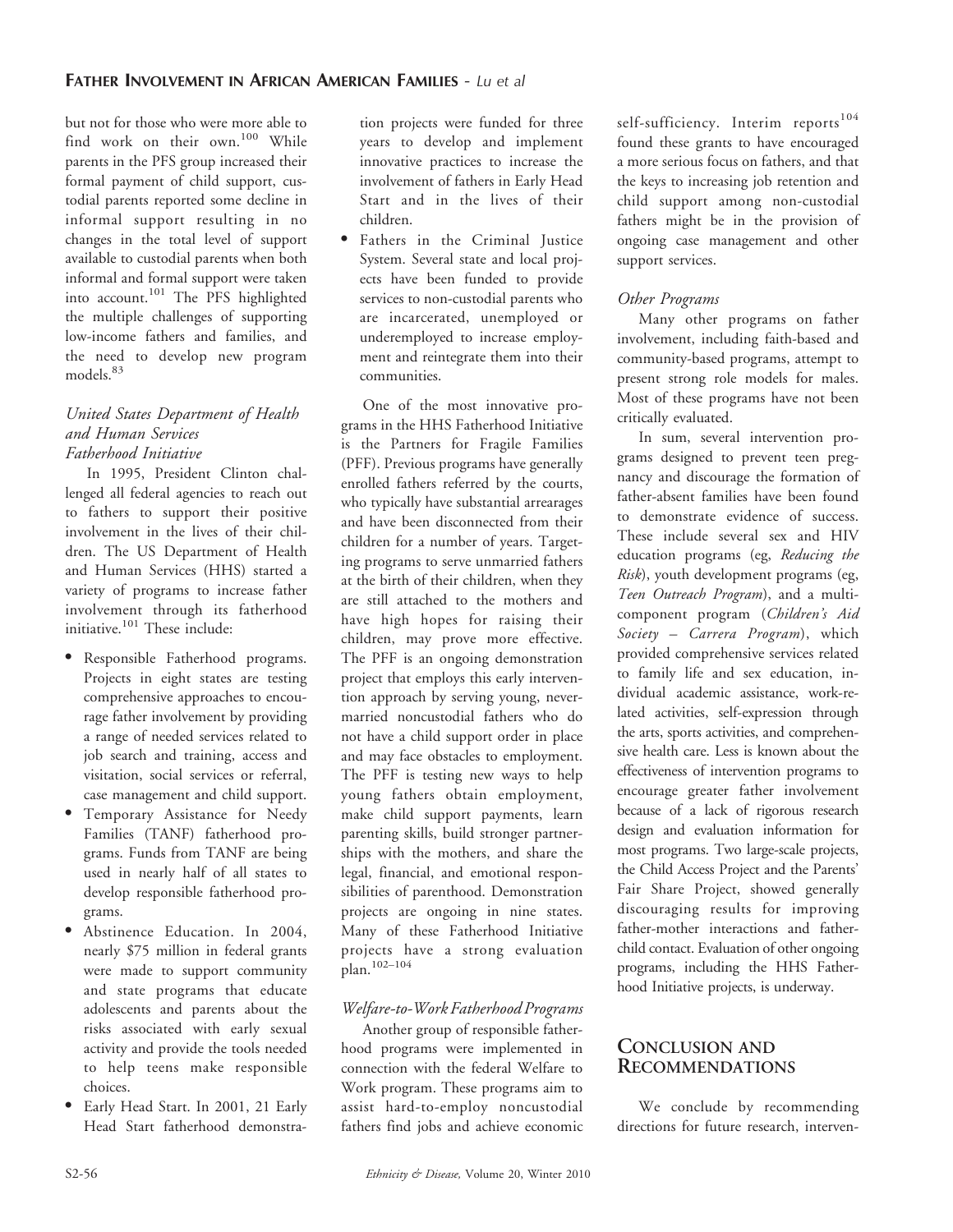but not for those who were more able to find work on their own.[100] While parents in the PFS group increased their formal payment of child support, custodial parents reported some decline in informal support resulting in no changes in the total level of support available to custodial parents when both informal and formal support were taken into account.[101] The PFS highlighted the multiple challenges of supporting low-income fathers and families, and the need to develop new program models.[83]

### *United States Department of Health and Human Services Fatherhood Initiative*

In 1995, President Clinton challenged all federal agencies to reach out to fathers to support their positive involvement in the lives of their children. The US Department of Health and Human Services (HHS) started a variety of programs to increase father involvement through its fatherhood initiative.[101] These include:

- Responsible Fatherhood programs. Projects in eight states are testing comprehensive approaches to encourage father involvement by providing a range of needed services related to job search and training, access and visitation, social services or referral, case management and child support.
- Temporary Assistance for Needy Families (TANF) fatherhood programs. Funds from TANF are being used in nearly half of all states to develop responsible fatherhood programs.
- Abstinence Education. In 2004, nearly $75 million in federal grants were made to support community and state programs that educate adolescents and parents about the risks associated with early sexual activity and provide the tools needed to help teens make responsible choices.
- Early Head Start. In 2001, 21 Early Head Start fatherhood demonstration projects were funded for three years to develop and implement innovative practices to increase the involvement of fathers in Early Head Start and in the lives of their children.
- Fathers in the Criminal Justice System. Several state and local projects have been funded to provide services to non-custodial parents who are incarcerated, unemployed or underemployed to increase employment and reintegrate them into their communities.

One of the most innovative programs in the HHS Fatherhood Initiative is the Partners for Fragile Families (PFF). Previous programs have generally enrolled fathers referred by the courts, who typically have substantial arrearages and have been disconnected from their children for a number of years. Targeting programs to serve unmarried fathers at the birth of their children, when they are still attached to the mothers and have high hopes for raising their children, may prove more effective. The PFF is an ongoing demonstration project that employs this early intervention approach by serving young, never-married noncustodial fathers who do not have a child support order in place and may face obstacles to employment. The PFF is testing new ways to help young fathers obtain employment, make child support payments, learn parenting skills, build stronger partnerships with the mothers, and share the legal, financial, and emotional responsibilities of parenthood. Demonstration projects are ongoing in nine states. Many of these Fatherhood Initiative projects have a strong evaluation plan.[102–104]

### *Welfare-to-Work Fatherhood Programs*

Another group of responsible fatherhood programs were implemented in connection with the federal Welfare to Work program. These programs aim to assist hard-to-employ noncustodial fathers find jobs and achieve economic self-sufficiency. Interim reports[104] found these grants to have encouraged a more serious focus on fathers, and that the keys to increasing job retention and child support among non-custodial fathers might be in the provision of ongoing case management and other support services.

### *Other Programs*

Many other programs on father involvement, including faith-based and community-based programs, attempt to present strong role models for males. Most of these programs have not been critically evaluated.

In sum, several intervention programs designed to prevent teen pregnancy and discourage the formation of father-absent families have been found to demonstrate evidence of success. These include several sex and HIV education programs (eg, *Reducing the Risk*), youth development programs (eg, *Teen Outreach Program*), and a multi-component program (*Children's Aid Society – Carrera Program*), which provided comprehensive services related to family life and sex education, individual academic assistance, work-related activities, self-expression through the arts, sports activities, and comprehensive health care. Less is known about the effectiveness of intervention programs to encourage greater father involvement because of a lack of rigorous research design and evaluation information for most programs. Two large-scale projects, the Child Access Project and the Parents' Fair Share Project, showed generally discouraging results for improving father-mother interactions and father-child contact. Evaluation of other ongoing programs, including the HHS Fatherhood Initiative projects, is underway.

## Conclusion and Recommendations

We conclude by recommending directions for future research, interven-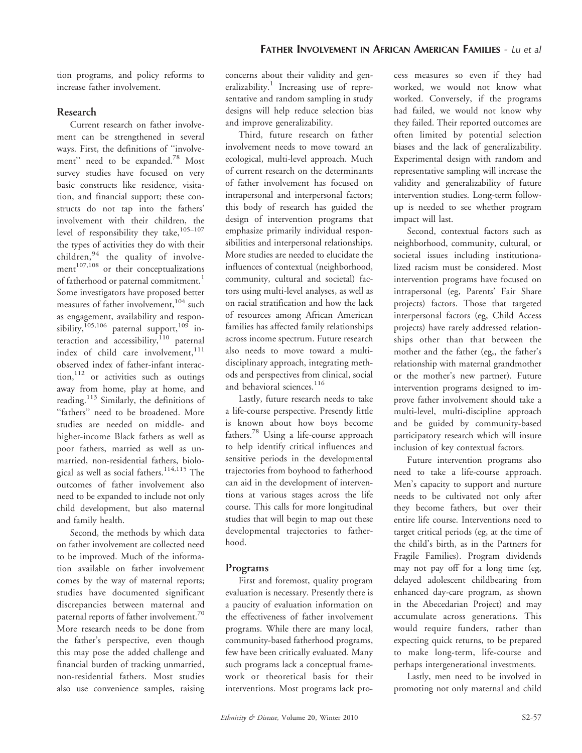tion programs, and policy reforms to increase father involvement.

## Research

Current research on father involvement can be strengthened in several ways. First, the definitions of ''involvement'' need to be expanded.[78] Most survey studies have focused on very basic constructs like residence, visitation, and financial support; these constructs do not tap into the fathers' involvement with their children, the level of responsibility they take,[105–107] the types of activities they do with their children,[94] the quality of involvement[107,108] or their conceptualizations of fatherhood or paternal commitment.[1] Some investigators have proposed better measures of father involvement,[104] such as engagement, availability and responsibility,[105,106] paternal support,[109] interaction and accessibility,[110] paternal index of child care involvement,[111] observed index of father-infant interaction,[112] or activities such as outings away from home, play at home, and reading.[113] Similarly, the definitions of ''fathers'' need to be broadened. More studies are needed on middle- and higher-income Black fathers as well as poor fathers, married as well as unmarried, non-residential fathers, biological as well as social fathers.[114,115] The outcomes of father involvement also need to be expanded to include not only child development, but also maternal and family health.

Second, the methods by which data on father involvement are collected need to be improved. Much of the information available on father involvement comes by the way of maternal reports; studies have documented significant discrepancies between maternal and paternal reports of father involvement.[70] More research needs to be done from the father's perspective, even though this may pose the added challenge and financial burden of tracking unmarried, non-residential fathers. Most studies also use convenience samples, raising concerns about their validity and generalizability.[1] Increasing use of representative and random sampling in study designs will help reduce selection bias and improve generalizability.

Third, future research on father involvement needs to move toward an ecological, multi-level approach. Much of current research on the determinants of father involvement has focused on intrapersonal and interpersonal factors; this body of research has guided the design of intervention programs that emphasize primarily individual responsibilities and interpersonal relationships. More studies are needed to elucidate the influences of contextual (neighborhood, community, cultural and societal) factors using multi-level analyses, as well as on racial stratification and how the lack of resources among African American families has affected family relationships across income spectrum. Future research also needs to move toward a multidisciplinary approach, integrating methods and perspectives from clinical, social and behavioral sciences.[116]

Lastly, future research needs to take a life-course perspective. Presently little is known about how boys become fathers.[78] Using a life-course approach to help identify critical influences and sensitive periods in the developmental trajectories from boyhood to fatherhood can aid in the development of interventions at various stages across the life course. This calls for more longitudinal studies that will begin to map out these developmental trajectories to fatherhood.

## Programs

First and foremost, quality program evaluation is necessary. Presently there is a paucity of evaluation information on the effectiveness of father involvement programs. While there are many local, community-based fatherhood programs, few have been critically evaluated. Many such programs lack a conceptual framework or theoretical basis for their interventions. Most programs lack process measures so even if they had worked, we would not know what worked. Conversely, if the programs had failed, we would not know why they failed. Their reported outcomes are often limited by potential selection biases and the lack of generalizability. Experimental design with random and representative sampling will increase the validity and generalizability of future intervention studies. Long-term follow-up is needed to see whether program impact will last.

Second, contextual factors such as neighborhood, community, cultural, or societal issues including institutionalized racism must be considered. Most intervention programs have focused on intrapersonal (eg, Parents' Fair Share projects) factors. Those that targeted interpersonal factors (eg, Child Access projects) have rarely addressed relationships other than that between the mother and the father (eg,, the father's relationship with maternal grandmother or the mother's new partner). Future intervention programs designed to improve father involvement should take a multi-level, multi-discipline approach and be guided by community-based participatory research which will insure inclusion of key contextual factors.

Future intervention programs also need to take a life-course approach. Men's capacity to support and nurture needs to be cultivated not only after they become fathers, but over their entire life course. Interventions need to target critical periods (eg, at the time of the child's birth, as in the Partners for Fragile Families). Program dividends may not pay off for a long time (eg, delayed adolescent childbearing from enhanced day-care program, as shown in the Abecedarian Project) and may accumulate across generations. This would require funders, rather than expecting quick returns, to be prepared to make long-term, life-course and perhaps intergenerational investments.

Lastly, men need to be involved in promoting not only maternal and child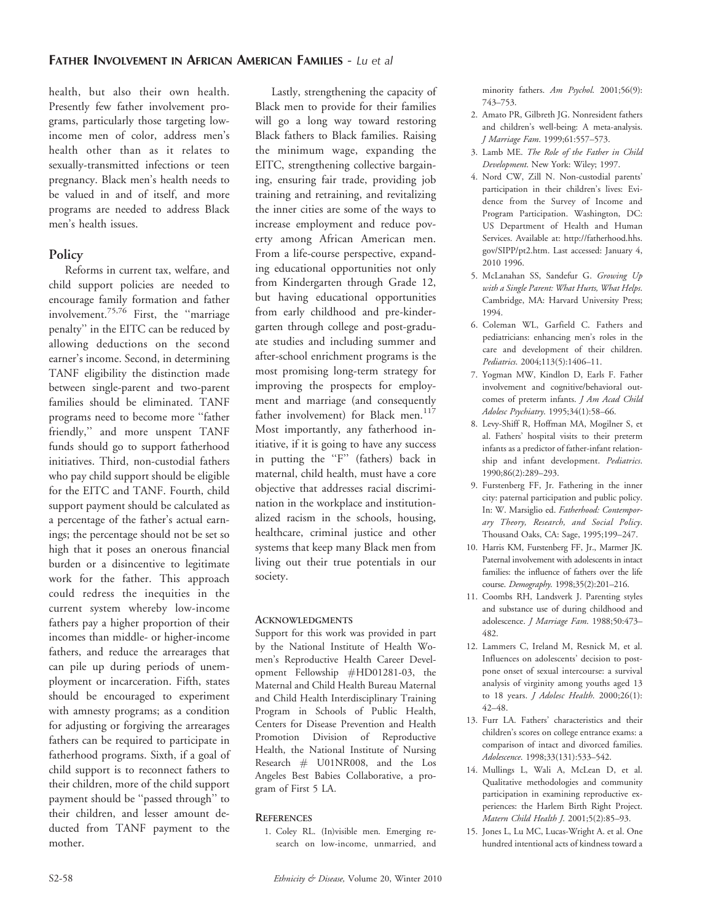health, but also their own health. Presently few father involvement programs, particularly those targeting low-income men of color, address men's health other than as it relates to sexually-transmitted infections or teen pregnancy. Black men's health needs to be valued in and of itself, and more programs are needed to address Black men's health issues.

## Policy

Reforms in current tax, welfare, and child support policies are needed to encourage family formation and father involvement.[75,76] First, the "marriage penalty" in the EITC can be reduced by allowing deductions on the second earner's income. Second, in determining TANF eligibility the distinction made between single-parent and two-parent families should be eliminated. TANF programs need to become more "father friendly," and more unspent TANF funds should go to support fatherhood initiatives. Third, non-custodial fathers who pay child support should be eligible for the EITC and TANF. Fourth, child support payment should be calculated as a percentage of the father's actual earnings; the percentage should not be set so high that it poses an onerous financial burden or a disincentive to legitimate work for the father. This approach could redress the inequities in the current system whereby low-income fathers pay a higher proportion of their incomes than middle- or higher-income fathers, and reduce the arrearages that can pile up during periods of unemployment or incarceration. Fifth, states should be encouraged to experiment with amnesty programs; as a condition for adjusting or forgiving the arrearages fathers can be required to participate in fatherhood programs. Sixth, if a goal of child support is to reconnect fathers to their children, more of the child support payment should be "passed through" to their children, and lesser amount deducted from TANF payment to the mother.

Lastly, strengthening the capacity of Black men to provide for their families will go a long way toward restoring Black fathers to Black families. Raising the minimum wage, expanding the EITC, strengthening collective bargaining, ensuring fair trade, providing job training and retraining, and revitalizing the inner cities are some of the ways to increase employment and reduce poverty among African American men. From a life-course perspective, expanding educational opportunities not only from Kindergarten through Grade 12, but having educational opportunities from early childhood and pre-kindergarten through college and post-graduate studies and including summer and after-school enrichment programs is the most promising long-term strategy for improving the prospects for employment and marriage (and consequently father involvement) for Black men.[117] Most importantly, any fatherhood initiative, if it is going to have any success in putting the "F" (fathers) back in maternal, child health, must have a core objective that addresses racial discrimination in the workplace and institutionalized racism in the schools, housing, healthcare, criminal justice and other systems that keep many Black men from living out their true potentials in our society.

## Acknowledgments

Support for this work was provided in part by the National Institute of Health Women's Reproductive Health Career Development Fellowship #HD01281-03, the Maternal and Child Health Bureau Maternal and Child Health Interdisciplinary Training Program in Schools of Public Health, Centers for Disease Prevention and Health Promotion Division of Reproductive Health, the National Institute of Nursing Research # U01NR008, and the Los Angeles Best Babies Collaborative, a program of First 5 LA.

## References

1. Coley RL. (In)visible men. Emerging research on low-income, unmarried, and minority fathers. *Am Psychol*. 2001;56(9):743–753.
2. Amato PR, Gilbreth JG. Nonresident fathers and children's well-being: A meta-analysis. *J Marriage Fam*. 1999;61:557–573.
3. Lamb ME. *The Role of the Father in Child Development*. New York: Wiley; 1997.
4. Nord CW, Zill N. Non-custodial parents' participation in their children's lives: Evidence from the Survey of Income and Program Participation. Washington, DC: US Department of Health and Human Services. Available at: http://fatherhood.hhs.gov/SIPP/pt2.htm. Last accessed: January 4, 2010 1996.
5. McLanahan SS, Sandefur G. *Growing Up with a Single Parent: What Hurts, What Helps*. Cambridge, MA: Harvard University Press; 1994.
6. Coleman WL, Garfield C. Fathers and pediatricians: enhancing men's roles in the care and development of their children. *Pediatrics*. 2004;113(5):1406–11.
7. Yogman MW, Kindlon D, Earls F. Father involvement and cognitive/behavioral outcomes of preterm infants. *J Am Acad Child Adolesc Psychiatry*. 1995;34(1):58–66.
8. Levy-Shiff R, Hoffman MA, Mogilner S, et al. Fathers' hospital visits to their preterm infants as a predictor of father-infant relationship and infant development. *Pediatrics*. 1990;86(2):289–293.
9. Furstenberg FF, Jr. Fathering in the inner city: paternal participation and public policy. In: W. Marsiglio ed. *Fatherhood: Contemporary Theory, Research, and Social Policy*. Thousand Oaks, CA: Sage, 1995;199–247.
10. Harris KM, Furstenberg FF, Jr., Marmer JK. Paternal involvement with adolescents in intact families: the influence of fathers over the life course. *Demography*. 1998;35(2):201–216.
11. Coombs RH, Landsverk J. Parenting styles and substance use of during childhood and adolescence. *J Marriage Fam*. 1988;50:473–482.
12. Lammers C, Ireland M, Resnick M, et al. Influences on adolescents' decision to postpone onset of sexual intercourse: a survival analysis of virginity among youths aged 13 to 18 years. *J Adolesc Health*. 2000;26(1):42–48.
13. Furr LA. Fathers' characteristics and their children's scores on college entrance exams: a comparison of intact and divorced families. *Adolescence*. 1998;33(131):533–542.
14. Mullings L, Wali A, McLean D, et al. Qualitative methodologies and community participation in examining reproductive experiences: the Harlem Birth Right Project. *Matern Child Health J*. 2001;5(2):85–93.
15. Jones L, Lu MC, Lucas-Wright A. et al. One hundred intentional acts of kindness toward a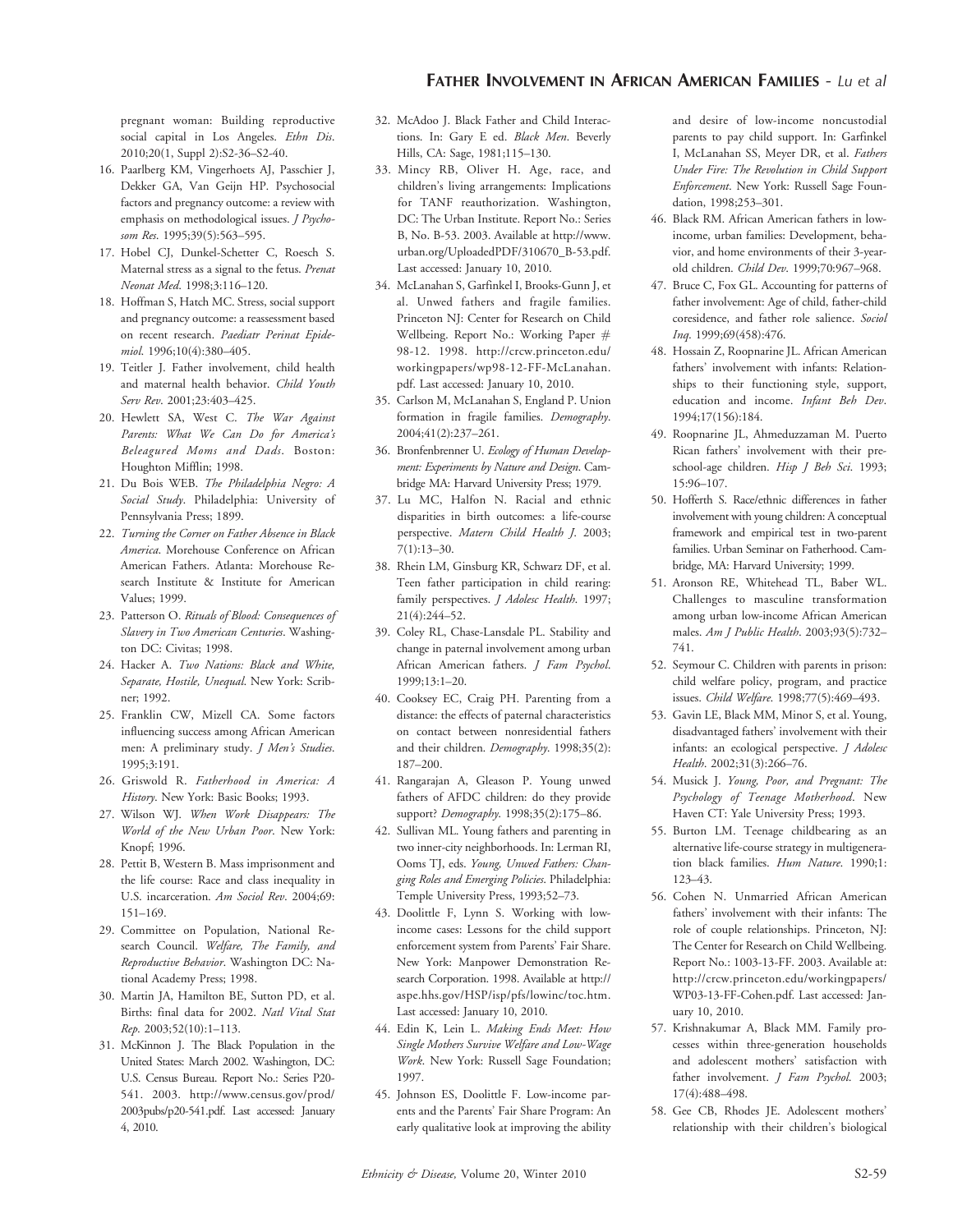pregnant woman: Building reproductive social capital in Los Angeles. *Ethn Dis.* 2010;20(1, Suppl 2):S2-36–S2-40.

16. Paarlberg KM, Vingerhoets AJ, Passchier J, Dekker GA, Van Geijn HP. Psychosocial factors and pregnancy outcome: a review with emphasis on methodological issues. *J Psychosom Res.* 1995;39(5):563–595.
17. Hobel CJ, Dunkel-Schetter C, Roesch S. Maternal stress as a signal to the fetus. *Prenat Neonat Med.* 1998;3:116–120.
18. Hoffman S, Hatch MC. Stress, social support and pregnancy outcome: a reassessment based on recent research. *Paediatr Perinat Epidemiol.* 1996;10(4):380–405.
19. Teitler J. Father involvement, child health and maternal health behavior. *Child Youth Serv Rev.* 2001;23:403–425.
20. Hewlett SA, West C. *The War Against Parents: What We Can Do for America's Beleagured Moms and Dads.* Boston: Houghton Mifflin; 1998.
21. Du Bois WEB. *The Philadelphia Negro: A Social Study.* Philadelphia: University of Pennsylvania Press; 1899.
22. *Turning the Corner on Father Absence in Black America.* Morehouse Conference on African American Fathers. Atlanta: Morehouse Research Institute & Institute for American Values; 1999.
23. Patterson O. *Rituals of Blood: Consequences of Slavery in Two American Centuries.* Washington DC: Civitas; 1998.
24. Hacker A. *Two Nations: Black and White, Separate, Hostile, Unequal.* New York: Scribner; 1992.
25. Franklin CW, Mizell CA. Some factors influencing success among African American men: A preliminary study. *J Men's Studies.* 1995;3:191.
26. Griswold R. *Fatherhood in America: A History.* New York: Basic Books; 1993.
27. Wilson WJ. *When Work Disappears: The World of the New Urban Poor.* New York: Knopf; 1996.
28. Pettit B, Western B. Mass imprisonment and the life course: Race and class inequality in U.S. incarceration. *Am Sociol Rev.* 2004;69: 151–169.
29. Committee on Population, National Research Council. *Welfare, The Family, and Reproductive Behavior.* Washington DC: National Academy Press; 1998.
30. Martin JA, Hamilton BE, Sutton PD, et al. Births: final data for 2002. *Natl Vital Stat Rep.* 2003;52(10):1–113.
31. McKinnon J. The Black Population in the United States: March 2002. Washington, DC: U.S. Census Bureau. Report No.: Series P20-541. 2003. http://www.census.gov/prod/2003pubs/p20-541.pdf. Last accessed: January 4, 2010.
32. McAdoo J. Black Father and Child Interactions. In: Gary E ed. *Black Men.* Beverly Hills, CA: Sage, 1981;115–130.
33. Mincy RB, Oliver H. Age, race, and children's living arrangements: Implications for TANF reauthorization. Washington, DC: The Urban Institute. Report No.: Series B, No. B-53. 2003. Available at http://www.urban.org/UploadedPDF/310670_B-53.pdf. Last accessed: January 10, 2010.
34. McLanahan S, Garfinkel I, Brooks-Gunn J, et al. Unwed fathers and fragile families. Princeton NJ: Center for Research on Child Wellbeing. Report No.: Working Paper # 98-12. 1998. http://crcw.princeton.edu/workingpapers/wp98-12-FF-McLanahan.pdf. Last accessed: January 10, 2010.
35. Carlson M, McLanahan S, England P. Union formation in fragile families. *Demography.* 2004;41(2):237–261.
36. Bronfenbrenner U. *Ecology of Human Development: Experiments by Nature and Design.* Cambridge MA: Harvard University Press; 1979.
37. Lu MC, Halfon N. Racial and ethnic disparities in birth outcomes: a life-course perspective. *Matern Child Health J.* 2003; 7(1):13–30.
38. Rhein LM, Ginsburg KR, Schwarz DF, et al. Teen father participation in child rearing: family perspectives. *J Adolesc Health.* 1997; 21(4):244–52.
39. Coley RL, Chase-Lansdale PL. Stability and change in paternal involvement among urban African American fathers. *J Fam Psychol.* 1999;13:1–20.
40. Cooksey EC, Craig PH. Parenting from a distance: the effects of paternal characteristics on contact between nonresidential fathers and their children. *Demography.* 1998;35(2): 187–200.
41. Rangarajan A, Gleason P. Young unwed fathers of AFDC children: do they provide support? *Demography.* 1998;35(2):175–86.
42. Sullivan ML. Young fathers and parenting in two inner-city neighborhoods. In: Lerman RI, Ooms TJ, eds. *Young, Unwed Fathers: Changing Roles and Emerging Policies.* Philadelphia: Temple University Press, 1993;52–73.
43. Doolittle F, Lynn S. Working with low-income cases: Lessons for the child support enforcement system from Parents' Fair Share. New York: Manpower Demonstration Research Corporation. 1998. Available at http://aspe.hhs.gov/HSP/isp/pfs/lowinc/toc.htm. Last accessed: January 10, 2010.
44. Edin K, Lein L. *Making Ends Meet: How Single Mothers Survive Welfare and Low-Wage Work.* New York: Russell Sage Foundation; 1997.
45. Johnson ES, Doolittle F. Low-income parents and the Parents' Fair Share Program: An early qualitative look at improving the ability and desire of low-income noncustodial parents to pay child support. In: Garfinkel I, McLanahan SS, Meyer DR, et al. *Fathers Under Fire: The Revolution in Child Support Enforcement.* New York: Russell Sage Foundation, 1998;253–301.
46. Black RM. African American fathers in low-income, urban families: Development, behavior, and home environments of their 3-year-old children. *Child Dev.* 1999;70:967–968.
47. Bruce C, Fox GL. Accounting for patterns of father involvement: Age of child, father-child coresidence, and father role salience. *Sociol Inq.* 1999;69(458):476.
48. Hossain Z, Roopnarine JL. African American fathers' involvement with infants: Relationships to their functioning style, support, education and income. *Infant Beh Dev.* 1994;17(156):184.
49. Roopnarine JL, Ahmeduzzaman M. Puerto Rican fathers' involvement with their preschool-age children. *Hisp J Beh Sci.* 1993; 15:96–107.
50. Hofferth S. Race/ethnic differences in father involvement with young children: A conceptual framework and empirical test in two-parent families. Urban Seminar on Fatherhood. Cambridge, MA: Harvard University; 1999.
51. Aronson RE, Whitehead TL, Baber WL. Challenges to masculine transformation among urban low-income African American males. *Am J Public Health.* 2003;93(5):732–741.
52. Seymour C. Children with parents in prison: child welfare policy, program, and practice issues. *Child Welfare.* 1998;77(5):469–493.
53. Gavin LE, Black MM, Minor S, et al. Young, disadvantaged fathers' involvement with their infants: an ecological perspective. *J Adolesc Health.* 2002;31(3):266–76.
54. Musick J. *Young, Poor, and Pregnant: The Psychology of Teenage Motherhood.* New Haven CT: Yale University Press; 1993.
55. Burton LM. Teenage childbearing as an alternative life-course strategy in multigeneration black families. *Hum Nature.* 1990;1: 123–43.
56. Cohen N. Unmarried African American fathers' involvement with their infants: The role of couple relationships. Princeton, NJ: The Center for Research on Child Wellbeing. Report No.: 1003-13-FF. 2003. Available at: http://crcw.princeton.edu/workingpapers/WP03-13-FF-Cohen.pdf. Last accessed: January 10, 2010.
57. Krishnakumar A, Black MM. Family processes within three-generation households and adolescent mothers' satisfaction with father involvement. *J Fam Psychol.* 2003; 17(4):488–498.
58. Gee CB, Rhodes JE. Adolescent mothers' relationship with their children's biological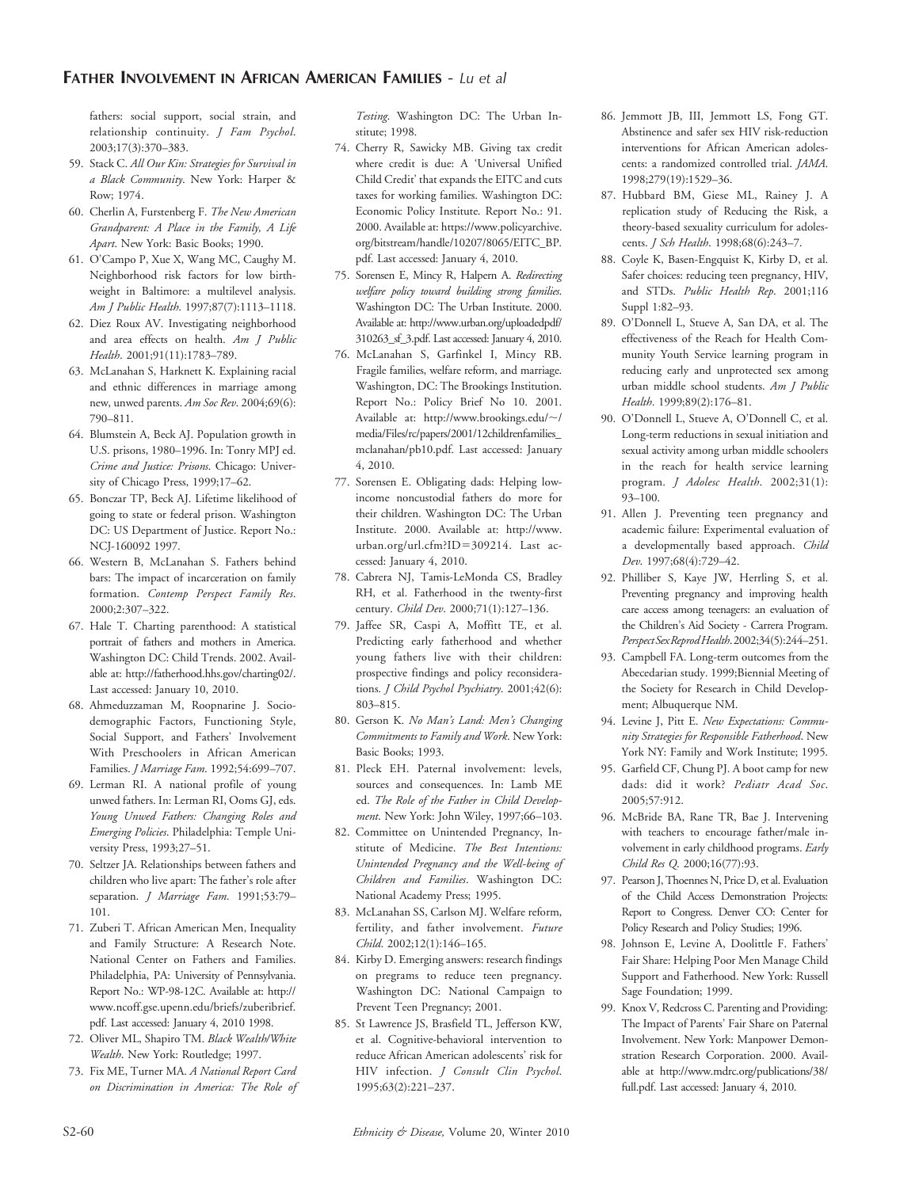fathers: social support, social strain, and relationship continuity. *J Fam Psychol*. 2003;17(3):370–383.

59. Stack C. *All Our Kin: Strategies for Survival in a Black Community*. New York: Harper & Row; 1974.
60. Cherlin A, Furstenberg F. *The New American Grandparent: A Place in the Family, A Life Apart*. New York: Basic Books; 1990.
61. O'Campo P, Xue X, Wang MC, Caughy M. Neighborhood risk factors for low birthweight in Baltimore: a multilevel analysis. *Am J Public Health*. 1997;87(7):1113–1118.
62. Diez Roux AV. Investigating neighborhood and area effects on health. *Am J Public Health*. 2001;91(11):1783–789.
63. McLanahan S, Harknett K. Explaining racial and ethnic differences in marriage among new, unwed parents. *Am Soc Rev*. 2004;69(6): 790–811.
64. Blumstein A, Beck AJ. Population growth in U.S. prisons, 1980–1996. In: Tonry MPJ ed. *Crime and Justice: Prisons*. Chicago: University of Chicago Press, 1999;17–62.
65. Bonczar TP, Beck AJ. Lifetime likelihood of going to state or federal prison. Washington DC: US Department of Justice. Report No.: NCJ-160092 1997.
66. Western B, McLanahan S. Fathers behind bars: The impact of incarceration on family formation. *Contemp Perspect Family Res*. 2000;2:307–322.
67. Hale T. Charting parenthood: A statistical portrait of fathers and mothers in America. Washington DC: Child Trends. 2002. Available at: http://fatherhood.hhs.gov/charting02/. Last accessed: January 10, 2010.
68. Ahmeduzzaman M, Roopnarine J. Sociodemographic Factors, Functioning Style, Social Support, and Fathers' Involvement With Preschoolers in African American Families. *J Marriage Fam*. 1992;54:699–707.
69. Lerman RI. A national profile of young unwed fathers. In: Lerman RI, Ooms GJ, eds. *Young Unwed Fathers: Changing Roles and Emerging Policies*. Philadelphia: Temple University Press, 1993;27–51.
70. Seltzer JA. Relationships between fathers and children who live apart: The father's role after separation. *J Marriage Fam*. 1991;53:79–101.
71. Zuberi T. African American Men, Inequality and Family Structure: A Research Note. National Center on Fathers and Families. Philadelphia, PA: University of Pennsylvania. Report No.: WP-98-12C. Available at: http://www.ncoff.gse.upenn.edu/briefs/zuberibrief.pdf. Last accessed: January 4, 2010 1998.
72. Oliver ML, Shapiro TM. *Black Wealth/White Wealth*. New York: Routledge; 1997.
73. Fix ME, Turner MA. *A National Report Card on Discrimination in America: The Role of Testing*. Washington DC: The Urban Institute; 1998.
74. Cherry R, Sawicky MB. Giving tax credit where credit is due: A 'Universal Unified Child Credit' that expands the EITC and cuts taxes for working families. Washington DC: Economic Policy Institute. Report No.: 91. 2000. Available at: https://www.policyarchive.org/bitstream/handle/10207/8065/EITC_BP.pdf. Last accessed: January 4, 2010.
75. Sorensen E, Mincy R, Halpern A. *Redirecting welfare policy toward building strong families*. Washington DC: The Urban Institute. 2000. Available at: http://www.urban.org/uploadedpdf/310263_sf_3.pdf. Last accessed: January 4, 2010.
76. McLanahan S, Garfinkel I, Mincy RB. Fragile families, welfare reform, and marriage. Washington, DC: The Brookings Institution. Report No.: Policy Brief No 10. 2001. Available at: http://www.brookings.edu/~/media/Files/rc/papers/2001/12childrenfamilies_mclanahan/pb10.pdf. Last accessed: January 4, 2010.
77. Sorensen E. Obligating dads: Helping low-income noncustodial fathers do more for their children. Washington DC: The Urban Institute. 2000. Available at: http://www.urban.org/url.cfm?ID=309214. Last accessed: January 4, 2010.
78. Cabrera NJ, Tamis-LeMonda CS, Bradley RH, et al. Fatherhood in the twenty-first century. *Child Dev*. 2000;71(1):127–136.
79. Jaffee SR, Caspi A, Moffitt TE, et al. Predicting early fatherhood and whether young fathers live with their children: prospective findings and policy reconsiderations. *J Child Psychol Psychiatry*. 2001;42(6): 803–815.
80. Gerson K. *No Man's Land: Men's Changing Commitments to Family and Work*. New York: Basic Books; 1993.
81. Pleck EH. Paternal involvement: levels, sources and consequences. In: Lamb ME ed. *The Role of the Father in Child Development*. New York: John Wiley, 1997;66–103.
82. Committee on Unintended Pregnancy, Institute of Medicine. *The Best Intentions: Unintended Pregnancy and the Well-being of Children and Families*. Washington DC: National Academy Press; 1995.
83. McLanahan SS, Carlson MJ. Welfare reform, fertility, and father involvement. *Future Child*. 2002;12(1):146–165.
84. Kirby D. Emerging answers: research findings on programs to reduce teen pregnancy. Washington DC: National Campaign to Prevent Teen Pregnancy; 2001.
85. St Lawrence JS, Brasfield TL, Jefferson KW, et al. Cognitive-behavioral intervention to reduce African American adolescents' risk for HIV infection. *J Consult Clin Psychol*. 1995;63(2):221–237.
86. Jemmott JB, III, Jemmott LS, Fong GT. Abstinence and safer sex HIV risk-reduction interventions for African American adolescents: a randomized controlled trial. *JAMA*. 1998;279(19):1529–36.
87. Hubbard BM, Giese ML, Rainey J. A replication study of Reducing the Risk, a theory-based sexuality curriculum for adolescents. *J Sch Health*. 1998;68(6):243–7.
88. Coyle K, Basen-Engquist K, Kirby D, et al. Safer choices: reducing teen pregnancy, HIV, and STDs. *Public Health Rep*. 2001;116 Suppl 1:82–93.
89. O'Donnell L, Stueve A, San DA, et al. The effectiveness of the Reach for Health Community Youth Service learning program in reducing early and unprotected sex among urban middle school students. *Am J Public Health*. 1999;89(2):176–81.
90. O'Donnell L, Stueve A, O'Donnell C, et al. Long-term reductions in sexual initiation and sexual activity among urban middle schoolers in the reach for health service learning program. *J Adolesc Health*. 2002;31(1): 93–100.
91. Allen J. Preventing teen pregnancy and academic failure: Experimental evaluation of a developmentally based approach. *Child Dev*. 1997;68(4):729–42.
92. Philliber S, Kaye JW, Herrling S, et al. Preventing pregnancy and improving health care access among teenagers: an evaluation of the Children's Aid Society - Carrera Program. *Perspect Sex Reprod Health*. 2002;34(5):244–251.
93. Campbell FA. Long-term outcomes from the Abecedarian study. 1999;Biennial Meeting of the Society for Research in Child Development; Albuquerque NM.
94. Levine J, Pitt E. *New Expectations: Community Strategies for Responsible Fatherhood*. New York NY: Family and Work Institute; 1995.
95. Garfield CF, Chung PJ. A boot camp for new dads: did it work? *Pediatr Acad Soc*. 2005;57:912.
96. McBride BA, Rane TR, Bae J. Intervening with teachers to encourage father/male involvement in early childhood programs. *Early Child Res Q*. 2000;16(77):93.
97. Pearson J, Thoennes N, Price D, et al. Evaluation of the Child Access Demonstration Projects: Report to Congress. Denver CO: Center for Policy Research and Policy Studies; 1996.
98. Johnson E, Levine A, Doolittle F. Fathers' Fair Share: Helping Poor Men Manage Child Support and Fatherhood. New York: Russell Sage Foundation; 1999.
99. Knox V, Redcross C. Parenting and Providing: The Impact of Parents' Fair Share on Paternal Involvement. New York: Manpower Demonstration Research Corporation. 2000. Available at http://www.mdrc.org/publications/38/full.pdf. Last accessed: January 4, 2010.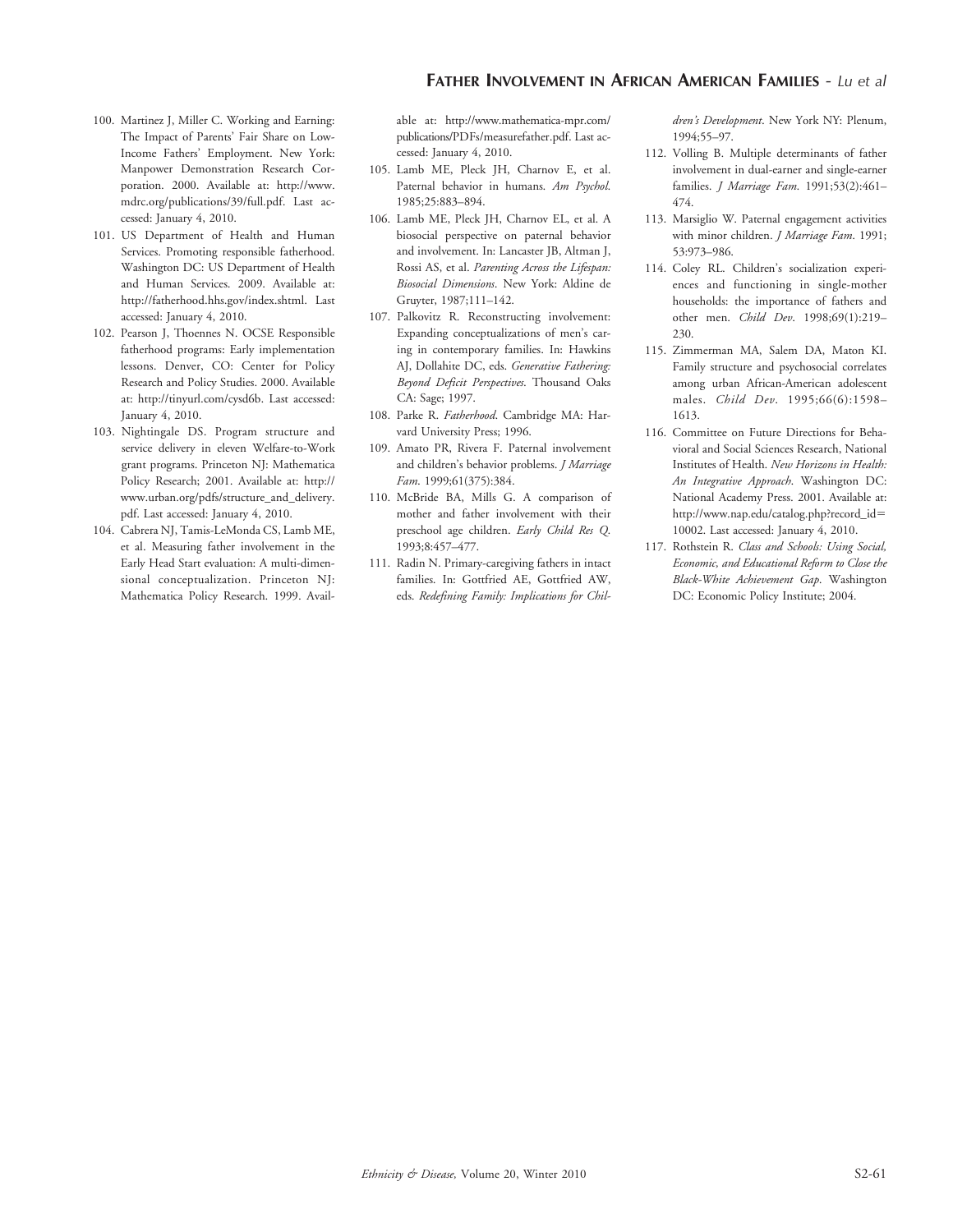100. Martinez J, Miller C. Working and Earning: The Impact of Parents' Fair Share on Low-Income Fathers' Employment. New York: Manpower Demonstration Research Corporation. 2000. Available at: http://www.mdrc.org/publications/39/full.pdf. Last accessed: January 4, 2010.
101. US Department of Health and Human Services. Promoting responsible fatherhood. Washington DC: US Department of Health and Human Services. 2009. Available at: http://fatherhood.hhs.gov/index.shtml. Last accessed: January 4, 2010.
102. Pearson J, Thoennes N. OCSE Responsible fatherhood programs: Early implementation lessons. Denver, CO: Center for Policy Research and Policy Studies. 2000. Available at: http://tinyurl.com/cysd6b. Last accessed: January 4, 2010.
103. Nightingale DS. Program structure and service delivery in eleven Welfare-to-Work grant programs. Princeton NJ: Mathematica Policy Research; 2001. Available at: http://www.urban.org/pdfs/structure_and_delivery.pdf. Last accessed: January 4, 2010.
104. Cabrera NJ, Tamis-LeMonda CS, Lamb ME, et al. Measuring father involvement in the Early Head Start evaluation: A multi-dimensional conceptualization. Princeton NJ: Mathematica Policy Research. 1999. Available at: http://www.mathematica-mpr.com/publications/PDFs/measurefather.pdf. Last accessed: January 4, 2010.
105. Lamb ME, Pleck JH, Charnov E, et al. Paternal behavior in humans. *Am Psychol*. 1985;25:883–894.
106. Lamb ME, Pleck JH, Charnov EL, et al. A biosocial perspective on paternal behavior and involvement. In: Lancaster JB, Altman J, Rossi AS, et al. *Parenting Across the Lifespan: Biosocial Dimensions*. New York: Aldine de Gruyter, 1987;111–142.
107. Palkovitz R. Reconstructing involvement: Expanding conceptualizations of men's caring in contemporary families. In: Hawkins AJ, Dollahite DC, eds. *Generative Fathering: Beyond Deficit Perspectives*. Thousand Oaks CA: Sage; 1997.
108. Parke R. *Fatherhood*. Cambridge MA: Harvard University Press; 1996.
109. Amato PR, Rivera F. Paternal involvement and children's behavior problems. *J Marriage Fam*. 1999;61(375):384.
110. McBride BA, Mills G. A comparison of mother and father involvement with their preschool age children. *Early Child Res Q*. 1993;8:457–477.
111. Radin N. Primary-caregiving fathers in intact families. In: Gottfried AE, Gottfried AW, eds. *Redefining Family: Implications for Children's Development*. New York NY: Plenum, 1994;55–97.
112. Volling B. Multiple determinants of father involvement in dual-earner and single-earner families. *J Marriage Fam*. 1991;53(2):461–474.
113. Marsiglio W. Paternal engagement activities with minor children. *J Marriage Fam*. 1991; 53:973–986.
114. Coley RL. Children's socialization experiences and functioning in single-mother households: the importance of fathers and other men. *Child Dev*. 1998;69(1):219–230.
115. Zimmerman MA, Salem DA, Maton KI. Family structure and psychosocial correlates among urban African-American adolescent males. *Child Dev*. 1995;66(6):1598–1613.
116. Committee on Future Directions for Behavioral and Social Sciences Research, National Institutes of Health. *New Horizons in Health: An Integrative Approach*. Washington DC: National Academy Press. 2001. Available at: http://www.nap.edu/catalog.php?record_id=10002. Last accessed: January 4, 2010.
117. Rothstein R. *Class and Schools: Using Social, Economic, and Educational Reform to Close the Black-White Achievement Gap*. Washington DC: Economic Policy Institute; 2004.